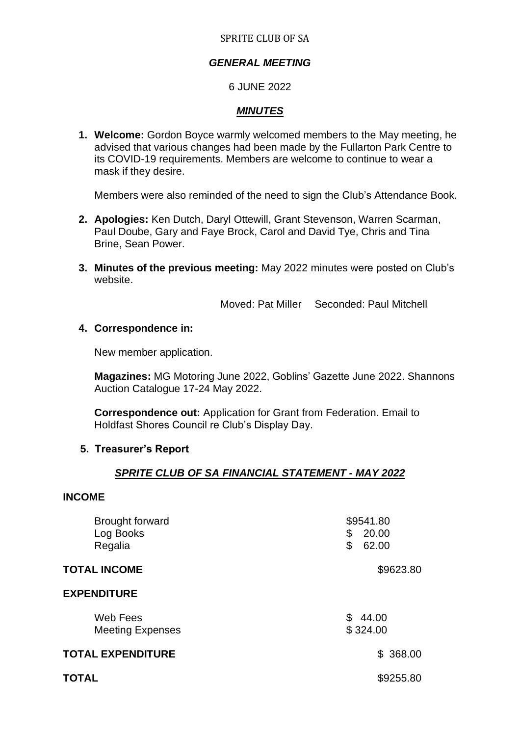SPRITE CLUB OF SA

## *GENERAL MEETING*

6 JUNE 2022

## ***MINUTES***

1. **Welcome:** Gordon Boyce warmly welcomed members to the May meeting, he advised that various changes had been made by the Fullarton Park Centre to its COVID-19 requirements. Members are welcome to continue to wear a mask if they desire.

   Members were also reminded of the need to sign the Club's Attendance Book.

2. **Apologies:** Ken Dutch, Daryl Ottewill, Grant Stevenson, Warren Scarman, Paul Doube, Gary and Faye Brock, Carol and David Tye, Chris and Tina Brine, Sean Power.

3. **Minutes of the previous meeting:** May 2022 minutes were posted on Club's website.

   Moved: Pat Miller     Seconded: Paul Mitchell

4. **Correspondence in:**

   New member application.

   **Magazines:** MG Motoring June 2022, Goblins' Gazette June 2022. Shannons Auction Catalogue 17-24 May 2022.

   **Correspondence out:** Application for Grant from Federation. Email to Holdfast Shores Council re Club's Display Day.

5. **Treasurer's Report**

### ***SPRITE CLUB OF SA FINANCIAL STATEMENT - MAY 2022***

| | | |
|---|---|---|
| **INCOME** | | |
| Brought forward | $9541.80 | |
| Log Books | $ 20.00 | |
| Regalia | $ 62.00 | |
| **TOTAL INCOME** | | $9623.80 |
| **EXPENDITURE** | | |
| Web Fees | $ 44.00 | |
| Meeting Expenses | $ 324.00 | |
| **TOTAL EXPENDITURE** | | $ 368.00 |
| **TOTAL** | | $9255.80 |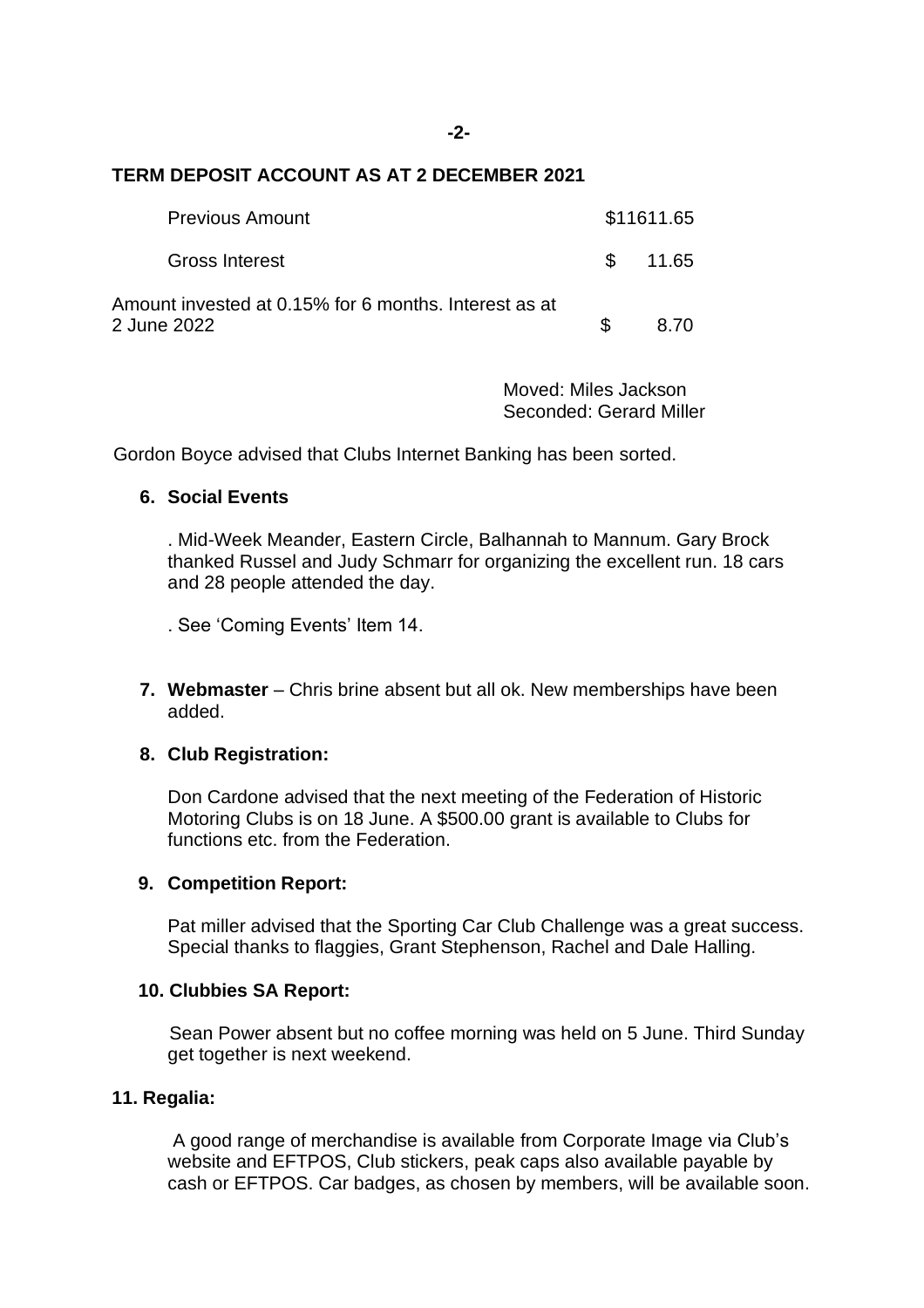## TERM DEPOSIT ACCOUNT AS AT 2 DECEMBER 2021

| | |
|---|---|
| Previous Amount | $11611.65 |
| Gross Interest | $ 11.65 |
| Amount invested at 0.15% for 6 months. Interest as at 2 June 2022 | $ 8.70 |

Moved: Miles Jackson
Seconded: Gerard Miller

Gordon Boyce advised that Clubs Internet Banking has been sorted.

**6. Social Events**

. Mid-Week Meander, Eastern Circle, Balhannah to Mannum. Gary Brock thanked Russel and Judy Schmarr for organizing the excellent run. 18 cars and 28 people attended the day.

. See 'Coming Events' Item 14.

**7. Webmaster** – Chris brine absent but all ok. New memberships have been added.

**8. Club Registration:**

Don Cardone advised that the next meeting of the Federation of Historic Motoring Clubs is on 18 June. A $500.00 grant is available to Clubs for functions etc. from the Federation.

**9. Competition Report:**

Pat miller advised that the Sporting Car Club Challenge was a great success. Special thanks to flaggies, Grant Stephenson, Rachel and Dale Halling.

**10. Clubbies SA Report:**

Sean Power absent but no coffee morning was held on 5 June. Third Sunday get together is next weekend.

**11. Regalia:**

A good range of merchandise is available from Corporate Image via Club's website and EFTPOS, Club stickers, peak caps also available payable by cash or EFTPOS. Car badges, as chosen by members, will be available soon.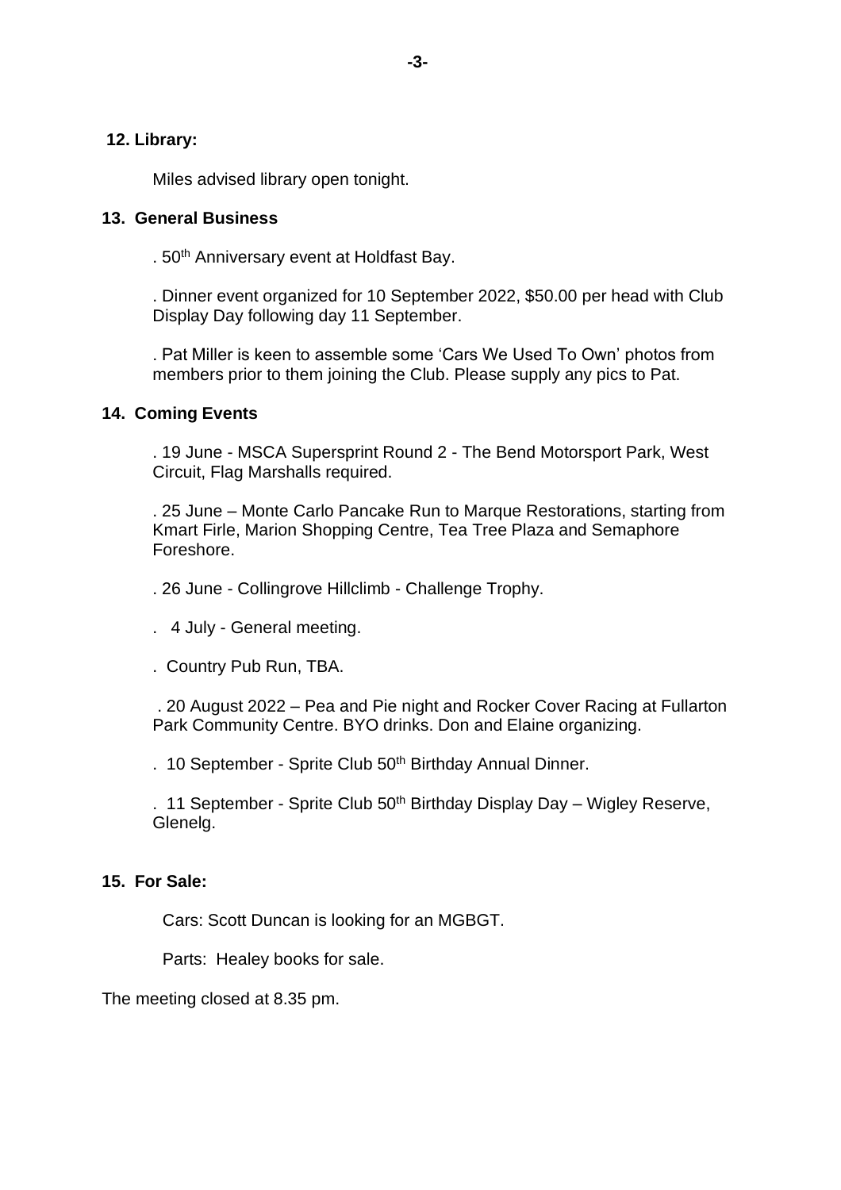**12. Library:**

Miles advised library open tonight.

**13. General Business**

. 50th Anniversary event at Holdfast Bay.

. Dinner event organized for 10 September 2022, $50.00 per head with Club Display Day following day 11 September.

. Pat Miller is keen to assemble some 'Cars We Used To Own' photos from members prior to them joining the Club. Please supply any pics to Pat.

**14. Coming Events**

. 19 June - MSCA Supersprint Round 2 - The Bend Motorsport Park, West Circuit, Flag Marshalls required.

. 25 June – Monte Carlo Pancake Run to Marque Restorations, starting from Kmart Firle, Marion Shopping Centre, Tea Tree Plaza and Semaphore Foreshore.

. 26 June - Collingrove Hillclimb - Challenge Trophy.

. 4 July - General meeting.

. Country Pub Run, TBA.

. 20 August 2022 – Pea and Pie night and Rocker Cover Racing at Fullarton Park Community Centre. BYO drinks. Don and Elaine organizing.

. 10 September - Sprite Club 50th Birthday Annual Dinner.

. 11 September - Sprite Club 50th Birthday Display Day – Wigley Reserve, Glenelg.

**15. For Sale:**

Cars: Scott Duncan is looking for an MGBGT.

Parts: Healey books for sale.

The meeting closed at 8.35 pm.